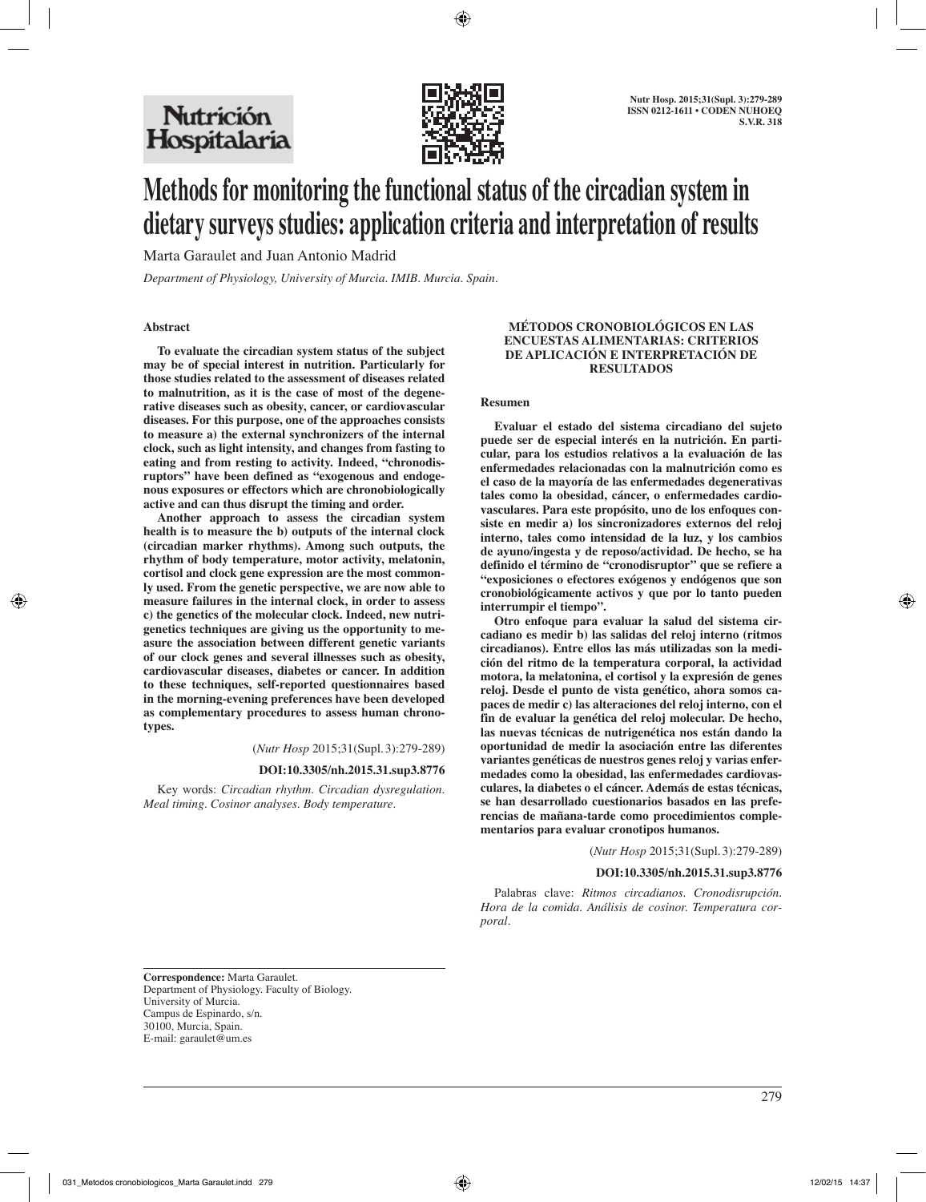# Methods for monitoring the functional status of the circadian system in dietary surveys studies: application criteria and interpretation of results

Marta Garaulet and Juan Antonio Madrid

*Department of Physiology, University of Murcia. IMIB. Murcia. Spain.*

## Abstract

**To evaluate the circadian system status of the subject may be of special interest in nutrition. Particularly for those studies related to the assessment of diseases related to malnutrition, as it is the case of most of the degenerative diseases such as obesity, cancer, or cardiovascular diseases. For this purpose, one of the approaches consists to measure a) the external synchronizers of the internal clock, such as light intensity, and changes from fasting to eating and from resting to activity. Indeed, "chronodisruptors" have been defined as "exogenous and endogenous exposures or effectors which are chronobiologically active and can thus disrupt the timing and order.**

**Another approach to assess the circadian system health is to measure the b) outputs of the internal clock (circadian marker rhythms). Among such outputs, the rhythm of body temperature, motor activity, melatonin, cortisol and clock gene expression are the most commonly used. From the genetic perspective, we are now able to measure failures in the internal clock, in order to assess c) the genetics of the molecular clock. Indeed, new nutrigenetics techniques are giving us the opportunity to measure the association between different genetic variants of our clock genes and several illnesses such as obesity, cardiovascular diseases, diabetes or cancer. In addition to these techniques, self-reported questionnaires based in the morning-evening preferences have been developed as complementary procedures to assess human chronotypes.**

(*Nutr Hosp* 2015;31(Supl. 3):279-289)

**DOI:10.3305/nh.2015.31.sup3.8776**

Key words: *Circadian rhythm. Circadian dysregulation. Meal timing. Cosinor analyses. Body temperature.*

## MÉTODOS CRONOBIOLÓGICOS EN LAS ENCUESTAS ALIMENTARIAS: CRITERIOS DE APLICACIÓN E INTERPRETACIÓN DE RESULTADOS

### Resumen

**Evaluar el estado del sistema circadiano del sujeto puede ser de especial interés en la nutrición. En particular, para los estudios relativos a la evaluación de las enfermedades relacionadas con la malnutrición como es el caso de la mayoría de las enfermedades degenerativas tales como la obesidad, cáncer, o enfermedades cardiovasculares. Para este propósito, uno de los enfoques consiste en medir a) los sincronizadores externos del reloj interno, tales como intensidad de la luz, y los cambios de ayuno/ingesta y de reposo/actividad. De hecho, se ha definido el término de "cronodisruptor" que se refiere a "exposiciones o efectores exógenos y endógenos que son cronobiológicamente activos y que por lo tanto pueden interrumpir el tiempo".**

**Otro enfoque para evaluar la salud del sistema circadiano es medir b) las salidas del reloj interno (ritmos circadianos). Entre ellos las más utilizadas son la medición del ritmo de la temperatura corporal, la actividad motora, la melatonina, el cortisol y la expresión de genes reloj. Desde el punto de vista genético, ahora somos capaces de medir c) las alteraciones del reloj interno, con el fin de evaluar la genética del reloj molecular. De hecho, las nuevas técnicas de nutrigenética nos están dando la oportunidad de medir la asociación entre las diferentes variantes genéticas de nuestros genes reloj y varias enfermedades como la obesidad, las enfermedades cardiovasculares, la diabetes o el cáncer. Además de estas técnicas, se han desarrollado cuestionarios basados en las preferencias de mañana-tarde como procedimientos complementarios para evaluar cronotipos humanos.**

(*Nutr Hosp* 2015;31(Supl. 3):279-289)

**DOI:10.3305/nh.2015.31.sup3.8776**

Palabras clave: *Ritmos circadianos. Cronodisrupción. Hora de la comida. Análisis de cosinor. Temperatura corporal.*

**Correspondence:** Marta Garaulet.
Department of Physiology. Faculty of Biology.
University of Murcia.
Campus de Espinardo, s/n.
30100, Murcia, Spain.
E-mail: garaulet@um.es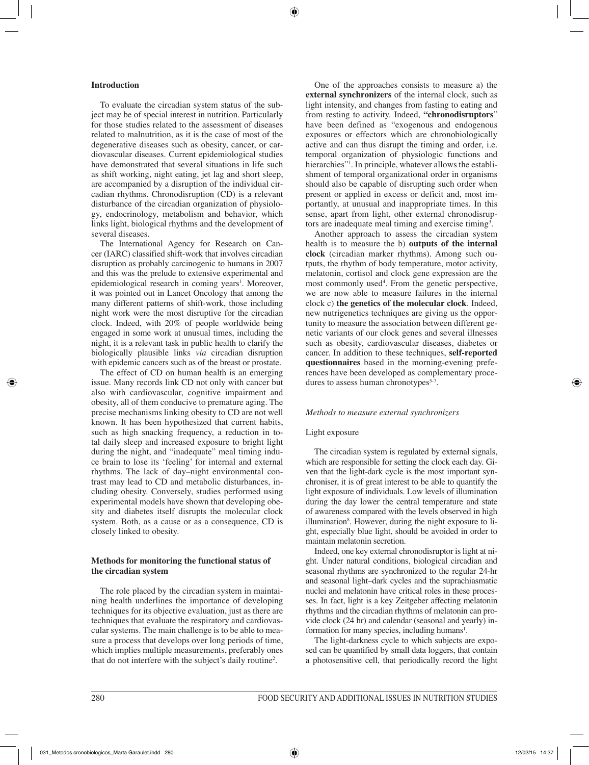## Introduction

To evaluate the circadian system status of the subject may be of special interest in nutrition. Particularly for those studies related to the assessment of diseases related to malnutrition, as it is the case of most of the degenerative diseases such as obesity, cancer, or cardiovascular diseases. Current epidemiological studies have demonstrated that several situations in life such as shift working, night eating, jet lag and short sleep, are accompanied by a disruption of the individual circadian rhythms. Chronodisruption (CD) is a relevant disturbance of the circadian organization of physiology, endocrinology, metabolism and behavior, which links light, biological rhythms and the development of several diseases.

The International Agency for Research on Cancer (IARC) classified shift-work that involves circadian disruption as probably carcinogenic to humans in 2007 and this was the prelude to extensive experimental and epidemiological research in coming years[1]. Moreover, it was pointed out in Lancet Oncology that among the many different patterns of shift-work, those including night work were the most disruptive for the circadian clock. Indeed, with 20% of people worldwide being engaged in some work at unusual times, including the night, it is a relevant task in public health to clarify the biologically plausible links *via* circadian disruption with epidemic cancers such as of the breast or prostate.

The effect of CD on human health is an emerging issue. Many records link CD not only with cancer but also with cardiovascular, cognitive impairment and obesity, all of them conducive to premature aging. The precise mechanisms linking obesity to CD are not well known. It has been hypothesized that current habits, such as high snacking frequency, a reduction in total daily sleep and increased exposure to bright light during the night, and "inadequate" meal timing induce brain to lose its 'feeling' for internal and external rhythms. The lack of day–night environmental contrast may lead to CD and metabolic disturbances, including obesity. Conversely, studies performed using experimental models have shown that developing obesity and diabetes itself disrupts the molecular clock system. Both, as a cause or as a consequence, CD is closely linked to obesity.

## Methods for monitoring the functional status of the circadian system

The role placed by the circadian system in maintaining health underlines the importance of developing techniques for its objective evaluation, just as there are techniques that evaluate the respiratory and cardiovascular systems. The main challenge is to be able to measure a process that develops over long periods of time, which implies multiple measurements, preferably ones that do not interfere with the subject's daily routine[2].

One of the approaches consists to measure a) the **external synchronizers** of the internal clock, such as light intensity, and changes from fasting to eating and from resting to activity. Indeed, **"chronodisruptors**" have been defined as "exogenous and endogenous exposures or effectors which are chronobiologically active and can thus disrupt the timing and order, i.e. temporal organization of physiologic functions and hierarchies"[1]. In principle, whatever allows the establishment of temporal organizational order in organisms should also be capable of disrupting such order when present or applied in excess or deficit and, most importantly, at unusual and inappropriate times. In this sense, apart from light, other external chronodisruptors are inadequate meal timing and exercise timing[3].

Another approach to assess the circadian system health is to measure the b) **outputs of the internal clock** (circadian marker rhythms). Among such outputs, the rhythm of body temperature, motor activity, melatonin, cortisol and clock gene expression are the most commonly used[4]. From the genetic perspective, we are now able to measure failures in the internal clock c) **the genetics of the molecular clock**. Indeed, new nutrigenetics techniques are giving us the opportunity to measure the association between different genetic variants of our clock genes and several illnesses such as obesity, cardiovascular diseases, diabetes or cancer. In addition to these techniques, **self-reported questionnaires** based in the morning-evening preferences have been developed as complementary procedures to assess human chronotypes[5-7].

### *Methods to measure external synchronizers*

#### Light exposure

The circadian system is regulated by external signals, which are responsible for setting the clock each day. Given that the light-dark cycle is the most important synchroniser, it is of great interest to be able to quantify the light exposure of individuals. Low levels of illumination during the day lower the central temperature and state of awareness compared with the levels observed in high illumination[8]. However, during the night exposure to light, especially blue light, should be avoided in order to maintain melatonin secretion.

Indeed, one key external chronodisruptor is light at night. Under natural conditions, biological circadian and seasonal rhythms are synchronized to the regular 24-hr and seasonal light–dark cycles and the suprachiasmatic nuclei and melatonin have critical roles in these processes. In fact, light is a key Zeitgeber affecting melatonin rhythms and the circadian rhythms of melatonin can provide clock (24 hr) and calendar (seasonal and yearly) information for many species, including humans[1].

The light-darkness cycle to which subjects are exposed can be quantified by small data loggers, that contain a photosensitive cell, that periodically record the light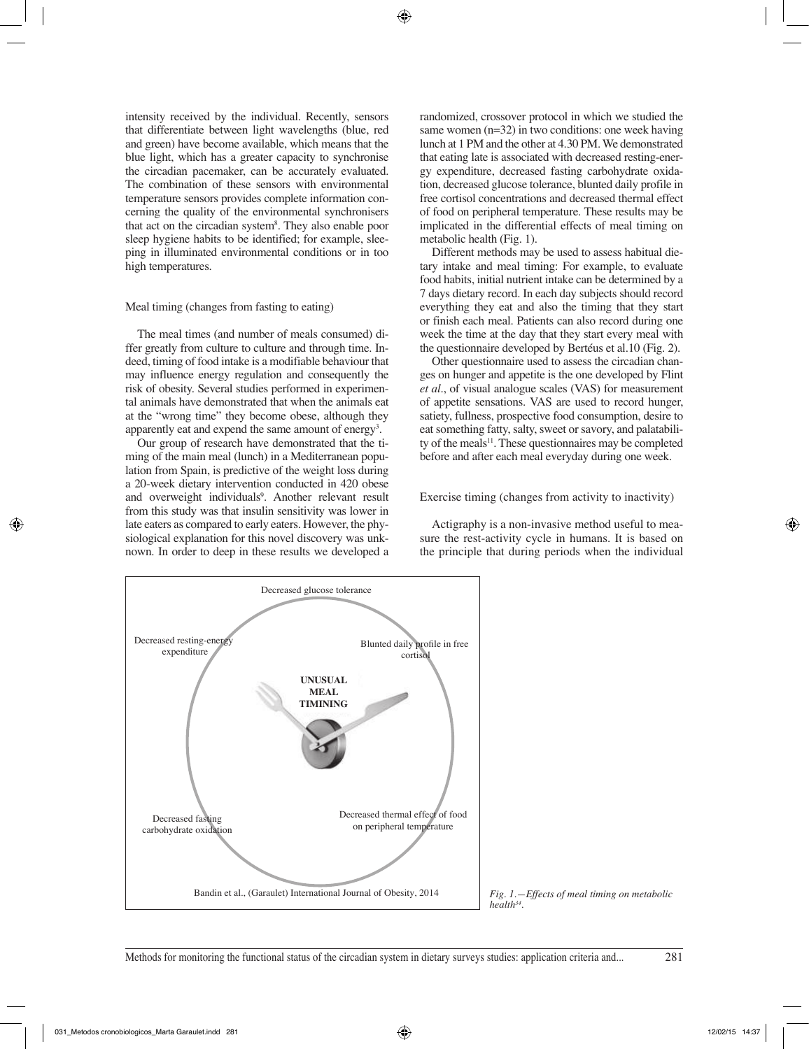intensity received by the individual. Recently, sensors that differentiate between light wavelengths (blue, red and green) have become available, which means that the blue light, which has a greater capacity to synchronise the circadian pacemaker, can be accurately evaluated. The combination of these sensors with environmental temperature sensors provides complete information concerning the quality of the environmental synchronisers that act on the circadian system[8]. They also enable poor sleep hygiene habits to be identified; for example, sleeping in illuminated environmental conditions or in too high temperatures.

### Meal timing (changes from fasting to eating)

The meal times (and number of meals consumed) differ greatly from culture to culture and through time. Indeed, timing of food intake is a modifiable behaviour that may influence energy regulation and consequently the risk of obesity. Several studies performed in experimental animals have demonstrated that when the animals eat at the "wrong time" they become obese, although they apparently eat and expend the same amount of energy[3].

Our group of research have demonstrated that the timing of the main meal (lunch) in a Mediterranean population from Spain, is predictive of the weight loss during a 20-week dietary intervention conducted in 420 obese and overweight individuals[9]. Another relevant result from this study was that insulin sensitivity was lower in late eaters as compared to early eaters. However, the physiological explanation for this novel discovery was unknown. In order to deep in these results we developed a randomized, crossover protocol in which we studied the same women (n=32) in two conditions: one week having lunch at 1 PM and the other at 4.30 PM. We demonstrated that eating late is associated with decreased resting-energy expenditure, decreased fasting carbohydrate oxidation, decreased glucose tolerance, blunted daily profile in free cortisol concentrations and decreased thermal effect of food on peripheral temperature. These results may be implicated in the differential effects of meal timing on metabolic health (Fig. 1).

Different methods may be used to assess habitual dietary intake and meal timing: For example, to evaluate food habits, initial nutrient intake can be determined by a 7 days dietary record. In each day subjects should record everything they eat and also the timing that they start or finish each meal. Patients can also record during one week the time at the day that they start every meal with the questionnaire developed by Bertéus et al.10 (Fig. 2).

Other questionnaire used to assess the circadian changes on hunger and appetite is the one developed by Flint *et al*., of visual analogue scales (VAS) for measurement of appetite sensations. VAS are used to record hunger, satiety, fullness, prospective food consumption, desire to eat something fatty, salty, sweet or savory, and palatability of the meals[11]. These questionnaires may be completed before and after each meal everyday during one week.

### Exercise timing (changes from activity to inactivity)

Actigraphy is a non-invasive method useful to measure the rest-activity cycle in humans. It is based on the principle that during periods when the individual

Decreased glucose tolerance

Decreased resting-energy expenditure

Blunted daily profile in free cortisol

**UNUSUAL MEAL TIMINING**

Decreased fasting carbohydrate oxidation

Decreased thermal effect of food on peripheral temperature

Bandin et al., (Garaulet) International Journal of Obesity, 2014

*Fig. 1.—Effects of meal timing on metabolic health[34].*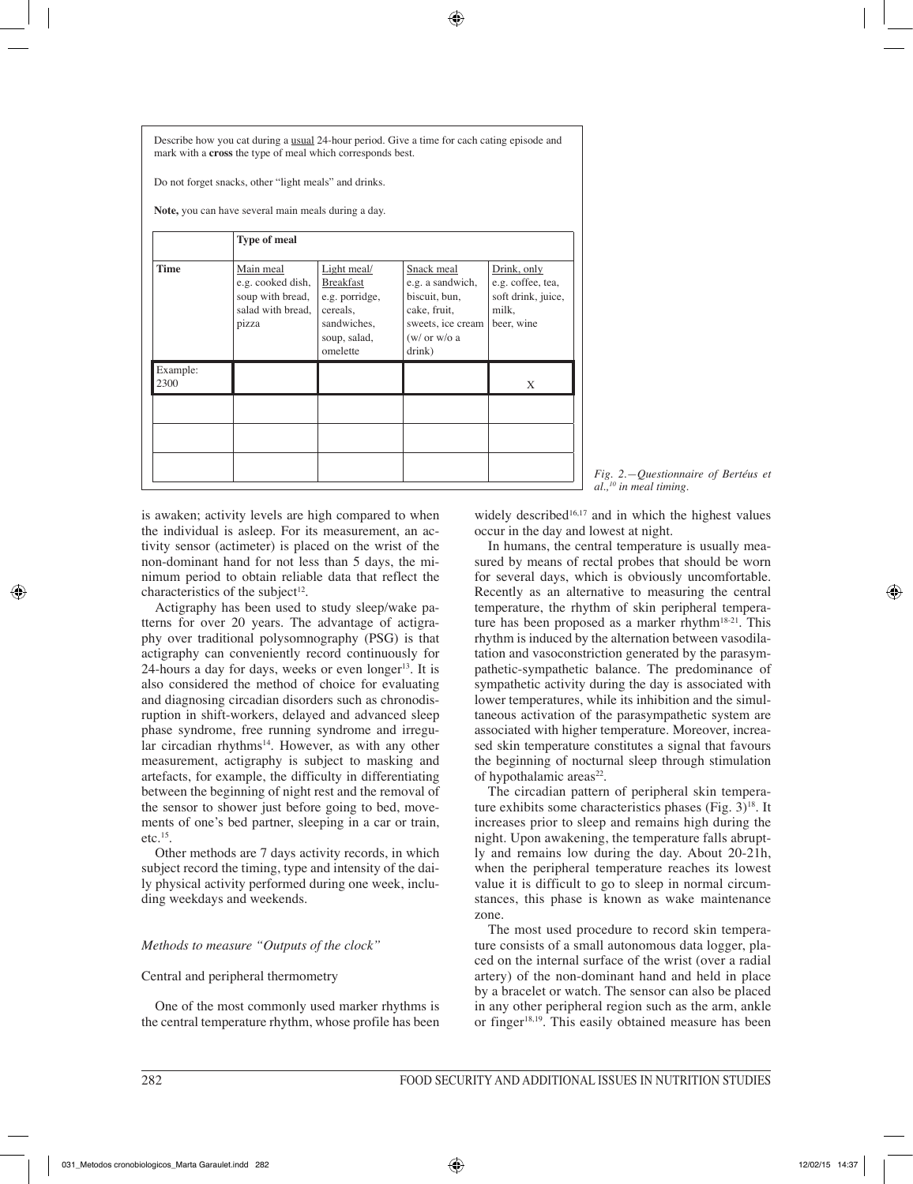Describe how you cat during a usual 24-hour period. Give a time for each cating episode and mark with a **cross** the type of meal which corresponds best.

Do not forget snacks, other "light meals" and drinks.

**Note,** you can have several main meals during a day.

| | Type of meal | | | |
|---|---|---|---|---|
| Time | Main meal e.g. cooked dish, soup with bread, salad with bread, pizza | Light meal/ Breakfast e.g. porridge, cereals, sandwiches, soup, salad, omelette | Snack meal e.g. a sandwich, biscuit, bun, cake, fruit, sweets, ice cream (w/ or w/o a drink) | Drink, only e.g. coffee, tea, soft drink, juice, milk, beer, wine |
| Example: 2300 | | | | X |
| | | | | |
| | | | | |
| | | | | |

*Fig. 2.—Questionnaire of Bertéus et al.,[10] in meal timing.*

is awaken; activity levels are high compared to when the individual is asleep. For its measurement, an activity sensor (actimeter) is placed on the wrist of the non-dominant hand for not less than 5 days, the minimum period to obtain reliable data that reflect the characteristics of the subject[12].

Actigraphy has been used to study sleep/wake patterns for over 20 years. The advantage of actigraphy over traditional polysomnography (PSG) is that actigraphy can conveniently record continuously for 24-hours a day for days, weeks or even longer[13]. It is also considered the method of choice for evaluating and diagnosing circadian disorders such as chronodisruption in shift-workers, delayed and advanced sleep phase syndrome, free running syndrome and irregular circadian rhythms[14]. However, as with any other measurement, actigraphy is subject to masking and artefacts, for example, the difficulty in differentiating between the beginning of night rest and the removal of the sensor to shower just before going to bed, movements of one's bed partner, sleeping in a car or train, etc.[15].

Other methods are 7 days activity records, in which subject record the timing, type and intensity of the daily physical activity performed during one week, including weekdays and weekends.

### *Methods to measure "Outputs of the clock"*

#### Central and peripheral thermometry

One of the most commonly used marker rhythms is the central temperature rhythm, whose profile has been widely described[16,17] and in which the highest values occur in the day and lowest at night.

In humans, the central temperature is usually measured by means of rectal probes that should be worn for several days, which is obviously uncomfortable. Recently as an alternative to measuring the central temperature, the rhythm of skin peripheral temperature has been proposed as a marker rhythm[18-21]. This rhythm is induced by the alternation between vasodilatation and vasoconstriction generated by the parasympathetic-sympathetic balance. The predominance of sympathetic activity during the day is associated with lower temperatures, while its inhibition and the simultaneous activation of the parasympathetic system are associated with higher temperature. Moreover, increased skin temperature constitutes a signal that favours the beginning of nocturnal sleep through stimulation of hypothalamic areas[22].

The circadian pattern of peripheral skin temperature exhibits some characteristics phases (Fig. 3)[18]. It increases prior to sleep and remains high during the night. Upon awakening, the temperature falls abruptly and remains low during the day. About 20-21h, when the peripheral temperature reaches its lowest value it is difficult to go to sleep in normal circumstances, this phase is known as wake maintenance zone.

The most used procedure to record skin temperature consists of a small autonomous data logger, placed on the internal surface of the wrist (over a radial artery) of the non-dominant hand and held in place by a bracelet or watch. The sensor can also be placed in any other peripheral region such as the arm, ankle or finger[18,19]. This easily obtained measure has been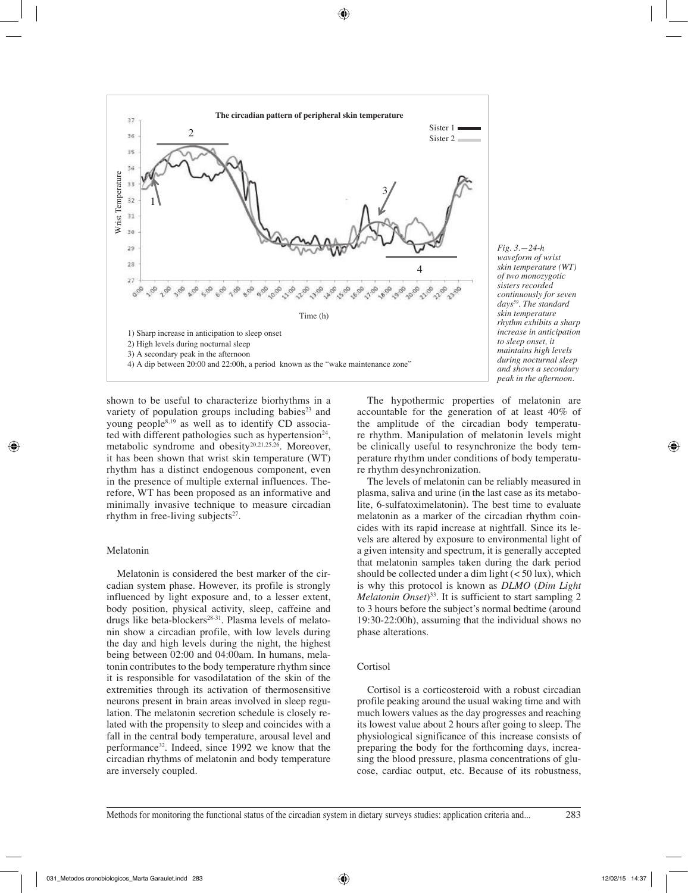Fig. 3.—24-h waveform of wrist skin temperature (WT) of two monozygotic sisters recorded continuously for seven days[59]. The standard skin temperature rhythm exhibits a sharp increase in anticipation to sleep onset, it maintains high levels during nocturnal sleep and shows a secondary peak in the afternoon.

shown to be useful to characterize biorhythms in a variety of population groups including babies[23] and young people[8,19] as well as to identify CD associated with different pathologies such as hypertension[24], metabolic syndrome and obesity[20,21,25,26]. Moreover, it has been shown that wrist skin temperature (WT) rhythm has a distinct endogenous component, even in the presence of multiple external influences. Therefore, WT has been proposed as an informative and minimally invasive technique to measure circadian rhythm in free-living subjects[27].

### Melatonin

Melatonin is considered the best marker of the circadian system phase. However, its profile is strongly influenced by light exposure and, to a lesser extent, body position, physical activity, sleep, caffeine and drugs like beta-blockers[28-31]. Plasma levels of melatonin show a circadian profile, with low levels during the day and high levels during the night, the highest being between 02:00 and 04:00am. In humans, melatonin contributes to the body temperature rhythm since it is responsible for vasodilatation of the skin of the extremities through its activation of thermosensitive neurons present in brain areas involved in sleep regulation. The melatonin secretion schedule is closely related with the propensity to sleep and coincides with a fall in the central body temperature, arousal level and performance[32]. Indeed, since 1992 we know that the circadian rhythms of melatonin and body temperature are inversely coupled.

The hypothermic properties of melatonin are accountable for the generation of at least 40% of the amplitude of the circadian body temperature rhythm. Manipulation of melatonin levels might be clinically useful to resynchronize the body temperature rhythm under conditions of body temperature rhythm desynchronization.

The levels of melatonin can be reliably measured in plasma, saliva and urine (in the last case as its metabolite, 6-sulfatoximelatonin). The best time to evaluate melatonin as a marker of the circadian rhythm coincides with its rapid increase at nightfall. Since its levels are altered by exposure to environmental light of a given intensity and spectrum, it is generally accepted that melatonin samples taken during the dark period should be collected under a dim light (< 50 lux), which is why this protocol is known as *DLMO* (*Dim Light Melatonin Onset*)[33]. It is sufficient to start sampling 2 to 3 hours before the subject's normal bedtime (around 19:30-22:00h), assuming that the individual shows no phase alterations.

### Cortisol

Cortisol is a corticosteroid with a robust circadian profile peaking around the usual waking time and with much lowers values as the day progresses and reaching its lowest value about 2 hours after going to sleep. The physiological significance of this increase consists of preparing the body for the forthcoming days, increasing the blood pressure, plasma concentrations of glucose, cardiac output, etc. Because of its robustness,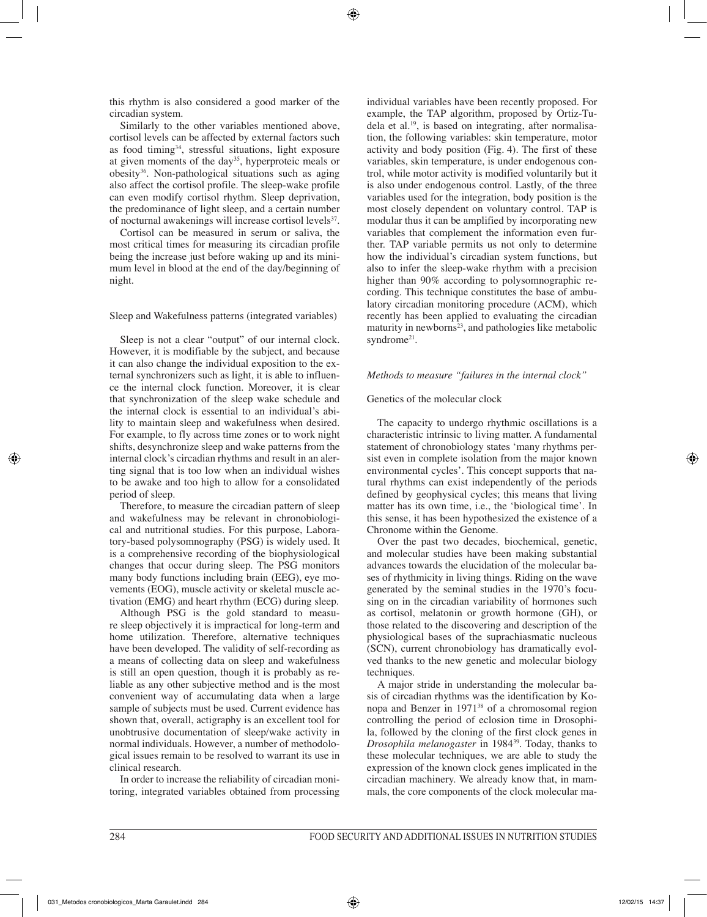this rhythm is also considered a good marker of the circadian system.

Similarly to the other variables mentioned above, cortisol levels can be affected by external factors such as food timing[34], stressful situations, light exposure at given moments of the day[35], hyperproteic meals or obesity[36]. Non-pathological situations such as aging also affect the cortisol profile. The sleep-wake profile can even modify cortisol rhythm. Sleep deprivation, the predominance of light sleep, and a certain number of nocturnal awakenings will increase cortisol levels[37].

Cortisol can be measured in serum or saliva, the most critical times for measuring its circadian profile being the increase just before waking up and its minimum level in blood at the end of the day/beginning of night.

### Sleep and Wakefulness patterns (integrated variables)

Sleep is not a clear "output" of our internal clock. However, it is modifiable by the subject, and because it can also change the individual exposition to the external synchronizers such as light, it is able to influence the internal clock function. Moreover, it is clear that synchronization of the sleep wake schedule and the internal clock is essential to an individual's ability to maintain sleep and wakefulness when desired. For example, to fly across time zones or to work night shifts, desynchronize sleep and wake patterns from the internal clock's circadian rhythms and result in an alerting signal that is too low when an individual wishes to be awake and too high to allow for a consolidated period of sleep.

Therefore, to measure the circadian pattern of sleep and wakefulness may be relevant in chronobiological and nutritional studies. For this purpose, Laboratory-based polysomnography (PSG) is widely used. It is a comprehensive recording of the biophysiological changes that occur during sleep. The PSG monitors many body functions including brain (EEG), eye movements (EOG), muscle activity or skeletal muscle activation (EMG) and heart rhythm (ECG) during sleep.

Although PSG is the gold standard to measure sleep objectively it is impractical for long-term and home utilization. Therefore, alternative techniques have been developed. The validity of self-recording as a means of collecting data on sleep and wakefulness is still an open question, though it is probably as reliable as any other subjective method and is the most convenient way of accumulating data when a large sample of subjects must be used. Current evidence has shown that, overall, actigraphy is an excellent tool for unobtrusive documentation of sleep/wake activity in normal individuals. However, a number of methodological issues remain to be resolved to warrant its use in clinical research.

In order to increase the reliability of circadian monitoring, integrated variables obtained from processing individual variables have been recently proposed. For example, the TAP algorithm, proposed by Ortiz-Tudela et al.[19], is based on integrating, after normalisation, the following variables: skin temperature, motor activity and body position (Fig. 4). The first of these variables, skin temperature, is under endogenous control, while motor activity is modified voluntarily but it is also under endogenous control. Lastly, of the three variables used for the integration, body position is the most closely dependent on voluntary control. TAP is modular thus it can be amplified by incorporating new variables that complement the information even further. TAP variable permits us not only to determine how the individual's circadian system functions, but also to infer the sleep-wake rhythm with a precision higher than 90% according to polysomnographic recording. This technique constitutes the base of ambulatory circadian monitoring procedure (ACM), which recently has been applied to evaluating the circadian maturity in newborns[23], and pathologies like metabolic syndrome[21].

## *Methods to measure "failures in the internal clock"*

### Genetics of the molecular clock

The capacity to undergo rhythmic oscillations is a characteristic intrinsic to living matter. A fundamental statement of chronobiology states 'many rhythms persist even in complete isolation from the major known environmental cycles'. This concept supports that natural rhythms can exist independently of the periods defined by geophysical cycles; this means that living matter has its own time, i.e., the 'biological time'. In this sense, it has been hypothesized the existence of a Chronome within the Genome.

Over the past two decades, biochemical, genetic, and molecular studies have been making substantial advances towards the elucidation of the molecular bases of rhythmicity in living things. Riding on the wave generated by the seminal studies in the 1970's focusing on in the circadian variability of hormones such as cortisol, melatonin or growth hormone (GH), or those related to the discovering and description of the physiological bases of the suprachiasmatic nucleous (SCN), current chronobiology has dramatically evolved thanks to the new genetic and molecular biology techniques.

A major stride in understanding the molecular basis of circadian rhythms was the identification by Konopa and Benzer in 1971[38] of a chromosomal region controlling the period of eclosion time in Drosophila, followed by the cloning of the first clock genes in *Drosophila melanogaster* in 1984[39]. Today, thanks to these molecular techniques, we are able to study the expression of the known clock genes implicated in the circadian machinery. We already know that, in mammals, the core components of the clock molecular ma-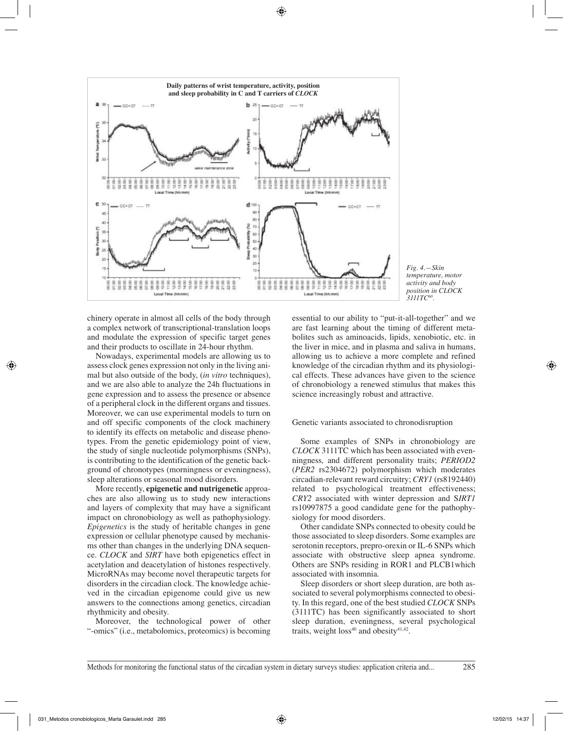Fig. 4.—Skin temperature, motor activity and body position in CLOCK 3111TC[60].

chinery operate in almost all cells of the body through a complex network of transcriptional-translation loops and modulate the expression of specific target genes and their products to oscillate in 24-hour rhythm.

Nowadays, experimental models are allowing us to assess clock genes expression not only in the living animal but also outside of the body, (*in vitro* techniques), and we are also able to analyze the 24h fluctuations in gene expression and to assess the presence or absence of a peripheral clock in the different organs and tissues. Moreover, we can use experimental models to turn on and off specific components of the clock machinery to identify its effects on metabolic and disease phenotypes. From the genetic epidemiology point of view, the study of single nucleotide polymorphisms (SNPs), is contributing to the identification of the genetic background of chronotypes (morningness or eveningness), sleep alterations or seasonal mood disorders.

More recently, **epigenetic and nutrigenetic** approaches are also allowing us to study new interactions and layers of complexity that may have a significant impact on chronobiology as well as pathophysiology. *Epigenetics* is the study of heritable changes in gene expression or cellular phenotype caused by mechanisms other than changes in the underlying DNA sequence. *CLOCK* and *SIRT* have both epigenetics effect in acetylation and deacetylation of histones respectively. MicroRNAs may become novel therapeutic targets for disorders in the circadian clock. The knowledge achieved in the circadian epigenome could give us new answers to the connections among genetics, circadian rhythmicity and obesity.

Moreover, the technological power of other "-omics" (i.e., metabolomics, proteomics) is becoming essential to our ability to "put-it-all-together" and we are fast learning about the timing of different metabolites such as aminoacids, lipids, xenobiotic, etc. in the liver in mice, and in plasma and saliva in humans, allowing us to achieve a more complete and refined knowledge of the circadian rhythm and its physiological effects. These advances have given to the science of chronobiology a renewed stimulus that makes this science increasingly robust and attractive.

## Genetic variants associated to chronodisruption

Some examples of SNPs in chronobiology are *CLOCK* 3111TC which has been associated with evenningness, and different personality traits; *PERIOD2* (*PER2* rs2304672) polymorphism which moderates circadian-relevant reward circuitry; *CRY1* (rs8192440) related to psychological treatment effectiveness; *CRY2* associated with winter depression and S*IRT1* rs10997875 a good candidate gene for the pathophysiology for mood disorders.

Other candidate SNPs connected to obesity could be those associated to sleep disorders. Some examples are serotonin receptors, prepro-orexin or IL-6 SNPs which associate with obstructive sleep apnea syndrome. Others are SNPs residing in ROR1 and PLCB1which associated with insomnia.

Sleep disorders or short sleep duration, are both associated to several polymorphisms connected to obesity. In this regard, one of the best studied *CLOCK* SNPs (3111TC) has been significantly associated to short sleep duration, eveningness, several psychological traits, weight loss[40] and obesity[41,42].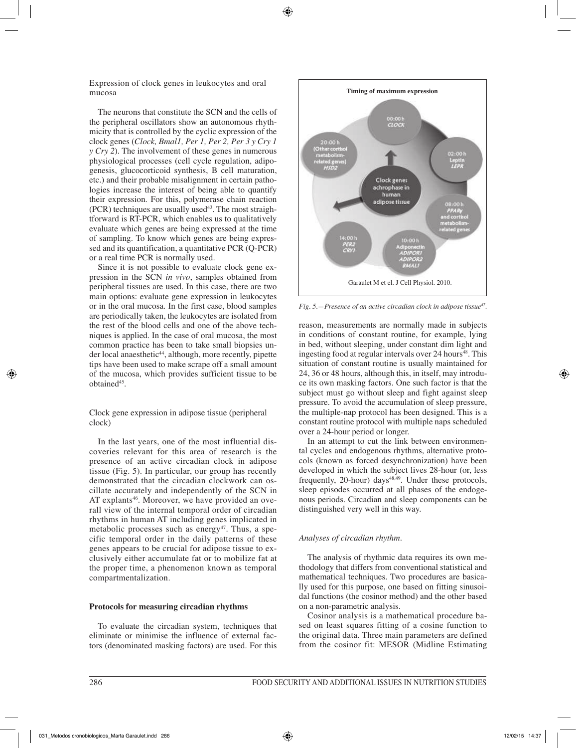Expression of clock genes in leukocytes and oral mucosa

The neurons that constitute the SCN and the cells of the peripheral oscillators show an autonomous rhythmicity that is controlled by the cyclic expression of the clock genes (*Clock, Bmal1, Per 1, Per 2, Per 3 y Cry 1 y Cry 2*). The involvement of these genes in numerous physiological processes (cell cycle regulation, adipogenesis, glucocorticoid synthesis, B cell maturation, etc.) and their probable misalignment in certain pathologies increase the interest of being able to quantify their expression. For this, polymerase chain reaction (PCR) techniques are usually used[43]. The most straightforward is RT-PCR, which enables us to qualitatively evaluate which genes are being expressed at the time of sampling. To know which genes are being expressed and its quantification, a quantitative PCR (Q-PCR) or a real time PCR is normally used.

Since it is not possible to evaluate clock gene expression in the SCN *in vivo*, samples obtained from peripheral tissues are used. In this case, there are two main options: evaluate gene expression in leukocytes or in the oral mucosa. In the first case, blood samples are periodically taken, the leukocytes are isolated from the rest of the blood cells and one of the above techniques is applied. In the case of oral mucosa, the most common practice has been to take small biopsies under local anaesthetic[44], although, more recently, pipette tips have been used to make scrape off a small amount of the mucosa, which provides sufficient tissue to be obtained[45].

Clock gene expression in adipose tissue (peripheral clock)

In the last years, one of the most influential discoveries relevant for this area of research is the presence of an active circadian clock in adipose tissue (Fig. 5). In particular, our group has recently demonstrated that the circadian clockwork can oscillate accurately and independently of the SCN in AT explants[46]. Moreover, we have provided an overall view of the internal temporal order of circadian rhythms in human AT including genes implicated in metabolic processes such as energy[47]. Thus, a specific temporal order in the daily patterns of these genes appears to be crucial for adipose tissue to exclusively either accumulate fat or to mobilize fat at the proper time, a phenomenon known as temporal compartmentalization.

*Fig. 5.—Presence of an active circadian clock in adipose tissue[47].*

## Protocols for measuring circadian rhythms

To evaluate the circadian system, techniques that eliminate or minimise the influence of external factors (denominated masking factors) are used. For this reason, measurements are normally made in subjects in conditions of constant routine, for example, lying in bed, without sleeping, under constant dim light and ingesting food at regular intervals over 24 hours[48]. This situation of constant routine is usually maintained for 24, 36 or 48 hours, although this, in itself, may introduce its own masking factors. One such factor is that the subject must go without sleep and fight against sleep pressure. To avoid the accumulation of sleep pressure, the multiple-nap protocol has been designed. This is a constant routine protocol with multiple naps scheduled over a 24-hour period or longer.

In an attempt to cut the link between environmental cycles and endogenous rhythms, alternative protocols (known as forced desynchronization) have been developed in which the subject lives 28-hour (or, less frequently, 20-hour) days[48,49]. Under these protocols, sleep episodes occurred at all phases of the endogenous periods. Circadian and sleep components can be distinguished very well in this way.

*Analyses of circadian rhythm.*

The analysis of rhythmic data requires its own methodology that differs from conventional statistical and mathematical techniques. Two procedures are basically used for this purpose, one based on fitting sinusoidal functions (the cosinor method) and the other based on a non-parametric analysis.

Cosinor analysis is a mathematical procedure based on least squares fitting of a cosine function to the original data. Three main parameters are defined from the cosinor fit: MESOR (Midline Estimating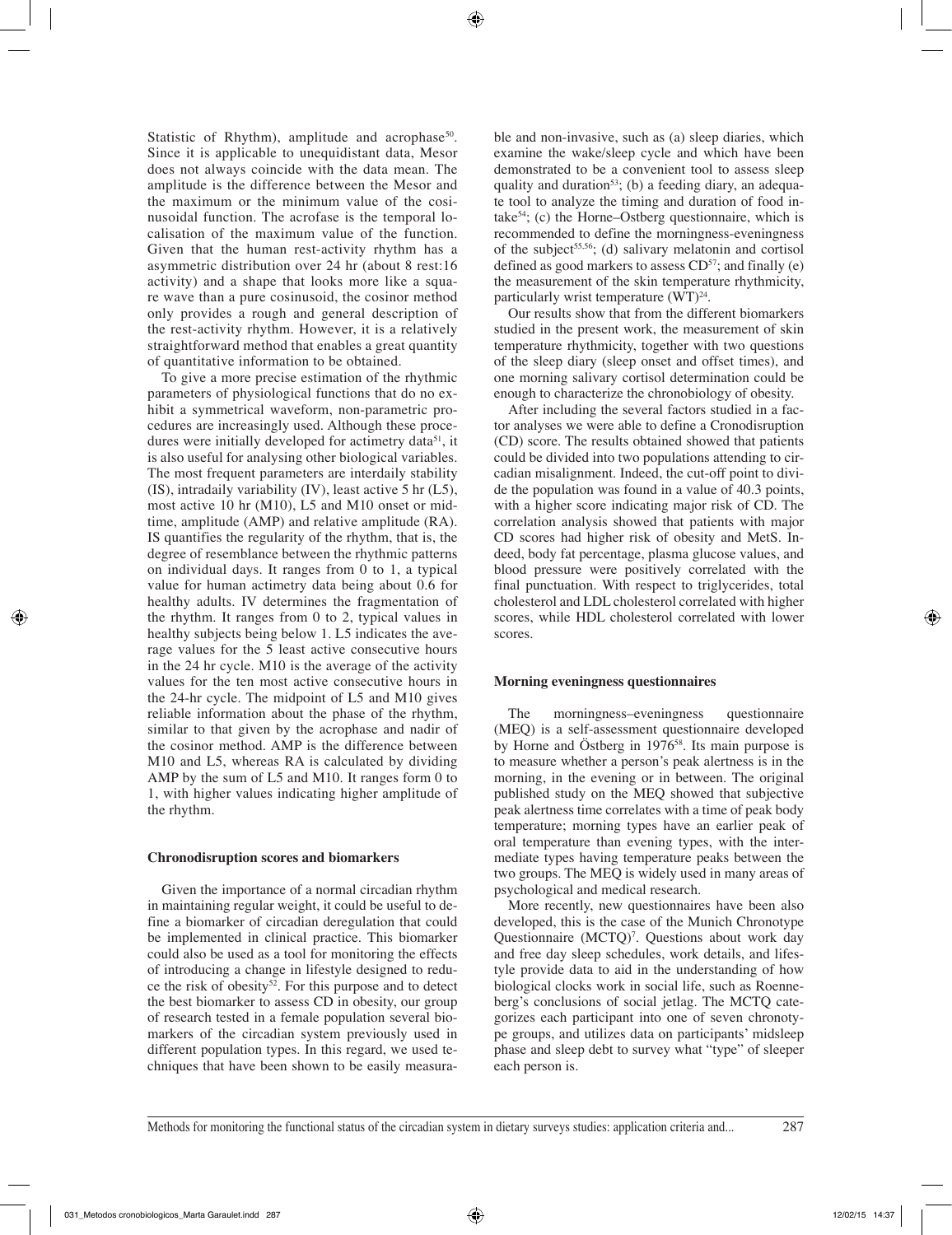Statistic of Rhythm), amplitude and acrophase[50]. Since it is applicable to unequidistant data, Mesor does not always coincide with the data mean. The amplitude is the difference between the Mesor and the maximum or the minimum value of the cosinusoidal function. The acrofase is the temporal localisation of the maximum value of the function. Given that the human rest-activity rhythm has a asymmetric distribution over 24 hr (about 8 rest:16 activity) and a shape that looks more like a square wave than a pure cosinusoid, the cosinor method only provides a rough and general description of the rest-activity rhythm. However, it is a relatively straightforward method that enables a great quantity of quantitative information to be obtained.

To give a more precise estimation of the rhythmic parameters of physiological functions that do no exhibit a symmetrical waveform, non-parametric procedures are increasingly used. Although these procedures were initially developed for actimetry data[51], it is also useful for analysing other biological variables. The most frequent parameters are interdaily stability (IS), intradaily variability (IV), least active 5 hr (L5), most active 10 hr (M10), L5 and M10 onset or midtime, amplitude (AMP) and relative amplitude (RA). IS quantifies the regularity of the rhythm, that is, the degree of resemblance between the rhythmic patterns on individual days. It ranges from 0 to 1, a typical value for human actimetry data being about 0.6 for healthy adults. IV determines the fragmentation of the rhythm. It ranges from 0 to 2, typical values in healthy subjects being below 1. L5 indicates the average values for the 5 least active consecutive hours in the 24 hr cycle. M10 is the average of the activity values for the ten most active consecutive hours in the 24-hr cycle. The midpoint of L5 and M10 gives reliable information about the phase of the rhythm, similar to that given by the acrophase and nadir of the cosinor method. AMP is the difference between M10 and L5, whereas RA is calculated by dividing AMP by the sum of L5 and M10. It ranges form 0 to 1, with higher values indicating higher amplitude of the rhythm.

### Chronodisruption scores and biomarkers

Given the importance of a normal circadian rhythm in maintaining regular weight, it could be useful to define a biomarker of circadian deregulation that could be implemented in clinical practice. This biomarker could also be used as a tool for monitoring the effects of introducing a change in lifestyle designed to reduce the risk of obesity[52]. For this purpose and to detect the best biomarker to assess CD in obesity, our group of research tested in a female population several biomarkers of the circadian system previously used in different population types. In this regard, we used techniques that have been shown to be easily measurable and non-invasive, such as (a) sleep diaries, which examine the wake/sleep cycle and which have been demonstrated to be a convenient tool to assess sleep quality and duration[53]; (b) a feeding diary, an adequate tool to analyze the timing and duration of food intake[54]; (c) the Horne–Ostberg questionnaire, which is recommended to define the morningness-eveningness of the subject[55,56]; (d) salivary melatonin and cortisol defined as good markers to assess CD[57]; and finally (e) the measurement of the skin temperature rhythmicity, particularly wrist temperature (WT)[24].

Our results show that from the different biomarkers studied in the present work, the measurement of skin temperature rhythmicity, together with two questions of the sleep diary (sleep onset and offset times), and one morning salivary cortisol determination could be enough to characterize the chronobiology of obesity.

After including the several factors studied in a factor analyses we were able to define a Cronodisruption (CD) score. The results obtained showed that patients could be divided into two populations attending to circadian misalignment. Indeed, the cut-off point to divide the population was found in a value of 40.3 points, with a higher score indicating major risk of CD. The correlation analysis showed that patients with major CD scores had higher risk of obesity and MetS. Indeed, body fat percentage, plasma glucose values, and blood pressure were positively correlated with the final punctuation. With respect to triglycerides, total cholesterol and LDL cholesterol correlated with higher scores, while HDL cholesterol correlated with lower scores.

### Morning eveningness questionnaires

The morningness–eveningness questionnaire (MEQ) is a self-assessment questionnaire developed by Horne and Östberg in 1976[58]. Its main purpose is to measure whether a person's peak alertness is in the morning, in the evening or in between. The original published study on the MEQ showed that subjective peak alertness time correlates with a time of peak body temperature; morning types have an earlier peak of oral temperature than evening types, with the intermediate types having temperature peaks between the two groups. The MEQ is widely used in many areas of psychological and medical research.

More recently, new questionnaires have been also developed, this is the case of the Munich Chronotype Questionnaire (MCTQ)[7]. Questions about work day and free day sleep schedules, work details, and lifestyle provide data to aid in the understanding of how biological clocks work in social life, such as Roenneberg's conclusions of social jetlag. The MCTQ categorizes each participant into one of seven chronotype groups, and utilizes data on participants' midsleep phase and sleep debt to survey what "type" of sleeper each person is.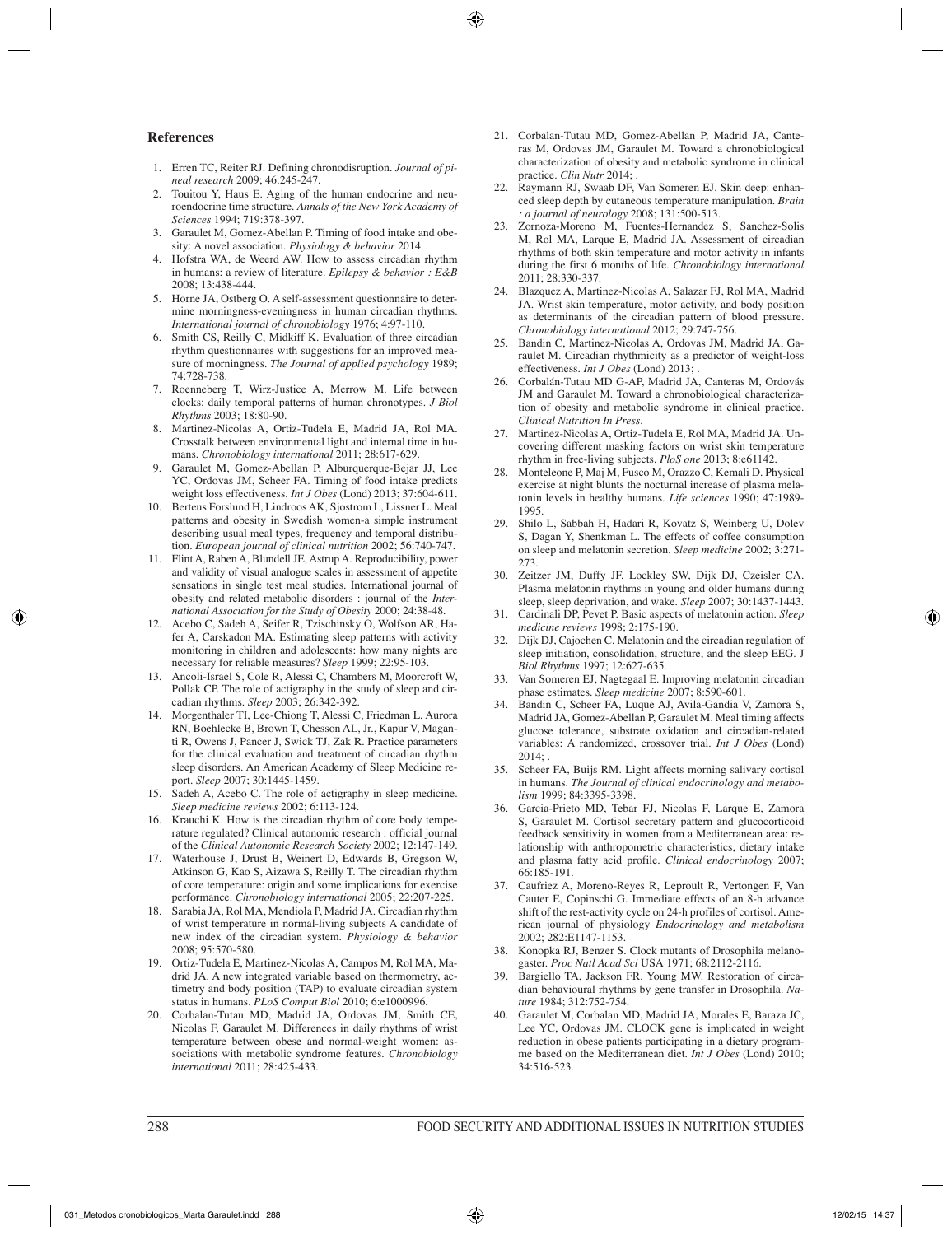## References

1. Erren TC, Reiter RJ. Defining chronodisruption. *Journal of pineal research* 2009; 46:245-247.
2. Touitou Y, Haus E. Aging of the human endocrine and neuroendocrine time structure. *Annals of the New York Academy of Sciences* 1994; 719:378-397.
3. Garaulet M, Gomez-Abellan P. Timing of food intake and obesity: A novel association. *Physiology & behavior* 2014.
4. Hofstra WA, de Weerd AW. How to assess circadian rhythm in humans: a review of literature. *Epilepsy & behavior : E&B* 2008; 13:438-444.
5. Horne JA, Ostberg O. A self-assessment questionnaire to determine morningness-eveningness in human circadian rhythms. *International journal of chronobiology* 1976; 4:97-110.
6. Smith CS, Reilly C, Midkiff K. Evaluation of three circadian rhythm questionnaires with suggestions for an improved measure of morningness. *The Journal of applied psychology* 1989; 74:728-738.
7. Roenneberg T, Wirz-Justice A, Merrow M. Life between clocks: daily temporal patterns of human chronotypes. *J Biol Rhythms* 2003; 18:80-90.
8. Martinez-Nicolas A, Ortiz-Tudela E, Madrid JA, Rol MA. Crosstalk between environmental light and internal time in humans. *Chronobiology international* 2011; 28:617-629.
9. Garaulet M, Gomez-Abellan P, Alburquerque-Bejar JJ, Lee YC, Ordovas JM, Scheer FA. Timing of food intake predicts weight loss effectiveness. *Int J Obes* (Lond) 2013; 37:604-611.
10. Berteus Forslund H, Lindroos AK, Sjostrom L, Lissner L. Meal patterns and obesity in Swedish women-a simple instrument describing usual meal types, frequency and temporal distribution. *European journal of clinical nutrition* 2002; 56:740-747.
11. Flint A, Raben A, Blundell JE, Astrup A. Reproducibility, power and validity of visual analogue scales in assessment of appetite sensations in single test meal studies. International journal of obesity and related metabolic disorders : journal of the *International Association for the Study of Obesity* 2000; 24:38-48.
12. Acebo C, Sadeh A, Seifer R, Tzischinsky O, Wolfson AR, Hafer A, Carskadon MA. Estimating sleep patterns with activity monitoring in children and adolescents: how many nights are necessary for reliable measures? *Sleep* 1999; 22:95-103.
13. Ancoli-Israel S, Cole R, Alessi C, Chambers M, Moorcroft W, Pollak CP. The role of actigraphy in the study of sleep and circadian rhythms. *Sleep* 2003; 26:342-392.
14. Morgenthaler TI, Lee-Chiong T, Alessi C, Friedman L, Aurora RN, Boehlecke B, Brown T, Chesson AL, Jr., Kapur V, Maganti R, Owens J, Pancer J, Swick TJ, Zak R. Practice parameters for the clinical evaluation and treatment of circadian rhythm sleep disorders. An American Academy of Sleep Medicine report. *Sleep* 2007; 30:1445-1459.
15. Sadeh A, Acebo C. The role of actigraphy in sleep medicine. *Sleep medicine reviews* 2002; 6:113-124.
16. Krauchi K. How is the circadian rhythm of core body temperature regulated? Clinical autonomic research : official journal of the *Clinical Autonomic Research Society* 2002; 12:147-149.
17. Waterhouse J, Drust B, Weinert D, Edwards B, Gregson W, Atkinson G, Kao S, Aizawa S, Reilly T. The circadian rhythm of core temperature: origin and some implications for exercise performance. *Chronobiology international* 2005; 22:207-225.
18. Sarabia JA, Rol MA, Mendiola P, Madrid JA. Circadian rhythm of wrist temperature in normal-living subjects A candidate of new index of the circadian system. *Physiology & behavior* 2008; 95:570-580.
19. Ortiz-Tudela E, Martinez-Nicolas A, Campos M, Rol MA, Madrid JA. A new integrated variable based on thermometry, actimetry and body position (TAP) to evaluate circadian system status in humans. *PLoS Comput Biol* 2010; 6:e1000996.
20. Corbalan-Tutau MD, Madrid JA, Ordovas JM, Smith CE, Nicolas F, Garaulet M. Differences in daily rhythms of wrist temperature between obese and normal-weight women: associations with metabolic syndrome features. *Chronobiology international* 2011; 28:425-433.
21. Corbalan-Tutau MD, Gomez-Abellan P, Madrid JA, Canteras M, Ordovas JM, Garaulet M. Toward a chronobiological characterization of obesity and metabolic syndrome in clinical practice. *Clin Nutr* 2014; .
22. Raymann RJ, Swaab DF, Van Someren EJ. Skin deep: enhanced sleep depth by cutaneous temperature manipulation. *Brain : a journal of neurology* 2008; 131:500-513.
23. Zornoza-Moreno M, Fuentes-Hernandez S, Sanchez-Solis M, Rol MA, Larque E, Madrid JA. Assessment of circadian rhythms of both skin temperature and motor activity in infants during the first 6 months of life. *Chronobiology international* 2011; 28:330-337.
24. Blazquez A, Martinez-Nicolas A, Salazar FJ, Rol MA, Madrid JA. Wrist skin temperature, motor activity, and body position as determinants of the circadian pattern of blood pressure. *Chronobiology international* 2012; 29:747-756.
25. Bandin C, Martinez-Nicolas A, Ordovas JM, Madrid JA, Garaulet M. Circadian rhythmicity as a predictor of weight-loss effectiveness. *Int J Obes* (Lond) 2013; .
26. Corbalán-Tutau MD G-AP, Madrid JA, Canteras M, Ordovás JM and Garaulet M. Toward a chronobiological characterization of obesity and metabolic syndrome in clinical practice. *Clinical Nutrition In Press.*
27. Martinez-Nicolas A, Ortiz-Tudela E, Rol MA, Madrid JA. Uncovering different masking factors on wrist skin temperature rhythm in free-living subjects. *PloS one* 2013; 8:e61142.
28. Monteleone P, Maj M, Fusco M, Orazzo C, Kemali D. Physical exercise at night blunts the nocturnal increase of plasma melatonin levels in healthy humans. *Life sciences* 1990; 47:1989-1995.
29. Shilo L, Sabbah H, Hadari R, Kovatz S, Weinberg U, Dolev S, Dagan Y, Shenkman L. The effects of coffee consumption on sleep and melatonin secretion. *Sleep medicine* 2002; 3:271-273.
30. Zeitzer JM, Duffy JF, Lockley SW, Dijk DJ, Czeisler CA. Plasma melatonin rhythms in young and older humans during sleep, sleep deprivation, and wake. *Sleep* 2007; 30:1437-1443.
31. Cardinali DP, Pevet P. Basic aspects of melatonin action. *Sleep medicine reviews* 1998; 2:175-190.
32. Dijk DJ, Cajochen C. Melatonin and the circadian regulation of sleep initiation, consolidation, structure, and the sleep EEG. J *Biol Rhythms* 1997; 12:627-635.
33. Van Someren EJ, Nagtegaal E. Improving melatonin circadian phase estimates. *Sleep medicine* 2007; 8:590-601.
34. Bandin C, Scheer FA, Luque AJ, Avila-Gandia V, Zamora S, Madrid JA, Gomez-Abellan P, Garaulet M. Meal timing affects glucose tolerance, substrate oxidation and circadian-related variables: A randomized, crossover trial. *Int J Obes* (Lond) 2014; .
35. Scheer FA, Buijs RM. Light affects morning salivary cortisol in humans. *The Journal of clinical endocrinology and metabolism* 1999; 84:3395-3398.
36. Garcia-Prieto MD, Tebar FJ, Nicolas F, Larque E, Zamora S, Garaulet M. Cortisol secretary pattern and glucocorticoid feedback sensitivity in women from a Mediterranean area: relationship with anthropometric characteristics, dietary intake and plasma fatty acid profile. *Clinical endocrinology* 2007; 66:185-191.
37. Caufriez A, Moreno-Reyes R, Leproult R, Vertongen F, Van Cauter E, Copinschi G. Immediate effects of an 8-h advance shift of the rest-activity cycle on 24-h profiles of cortisol. American journal of physiology *Endocrinology and metabolism* 2002; 282:E1147-1153.
38. Konopka RJ, Benzer S. Clock mutants of Drosophila melanogaster. *Proc Natl Acad Sci* USA 1971; 68:2112-2116.
39. Bargiello TA, Jackson FR, Young MW. Restoration of circadian behavioural rhythms by gene transfer in Drosophila. *Nature* 1984; 312:752-754.
40. Garaulet M, Corbalan MD, Madrid JA, Morales E, Baraza JC, Lee YC, Ordovas JM. CLOCK gene is implicated in weight reduction in obese patients participating in a dietary programme based on the Mediterranean diet. *Int J Obes* (Lond) 2010; 34:516-523.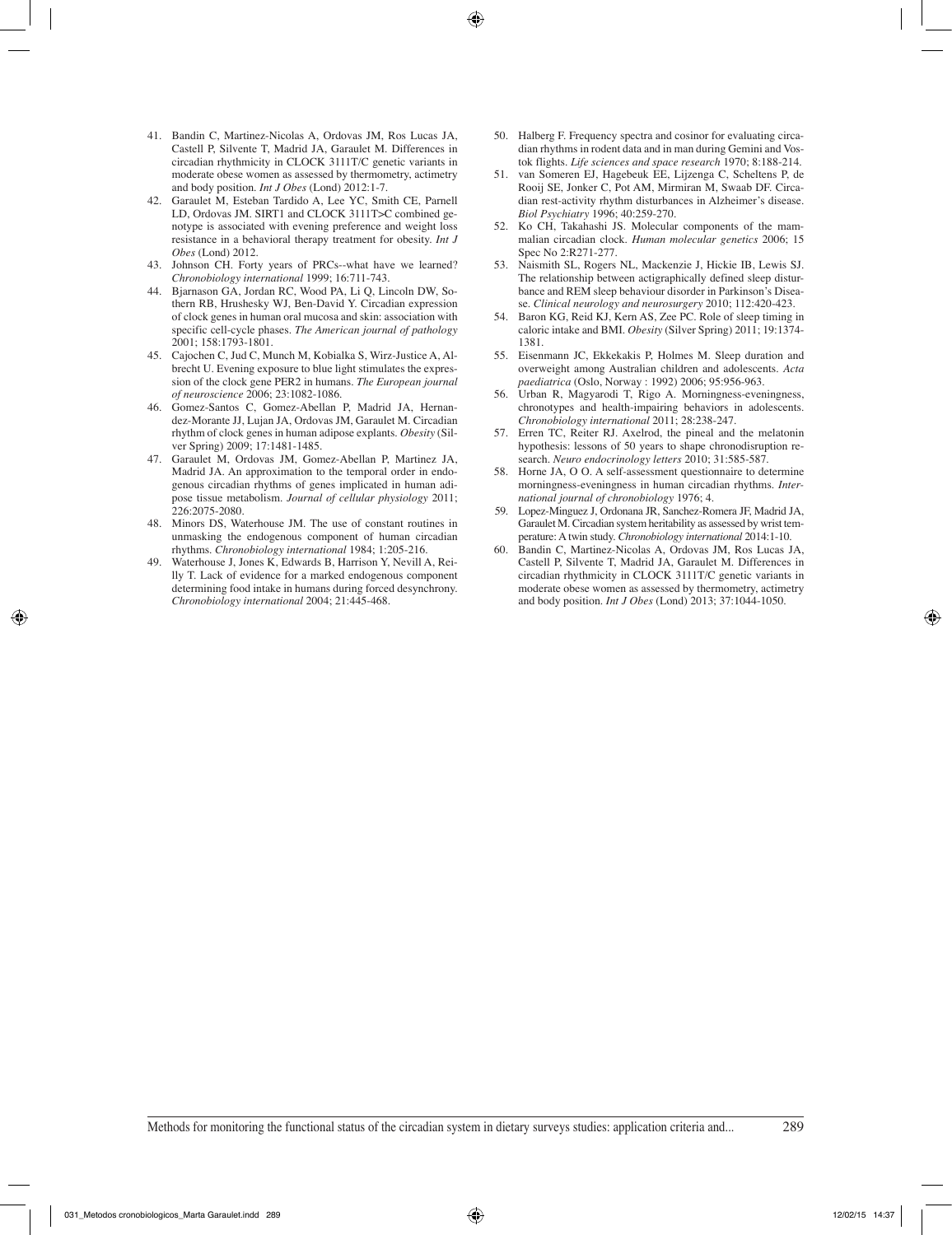41. Bandin C, Martinez-Nicolas A, Ordovas JM, Ros Lucas JA, Castell P, Silvente T, Madrid JA, Garaulet M. Differences in circadian rhythmicity in CLOCK 3111T/C genetic variants in moderate obese women as assessed by thermometry, actimetry and body position. *Int J Obes* (Lond) 2012:1-7.
42. Garaulet M, Esteban Tardido A, Lee YC, Smith CE, Parnell LD, Ordovas JM. SIRT1 and CLOCK 3111T>C combined genotype is associated with evening preference and weight loss resistance in a behavioral therapy treatment for obesity. *Int J Obes* (Lond) 2012.
43. Johnson CH. Forty years of PRCs--what have we learned? *Chronobiology international* 1999; 16:711-743.
44. Bjarnason GA, Jordan RC, Wood PA, Li Q, Lincoln DW, Sothern RB, Hrushesky WJ, Ben-David Y. Circadian expression of clock genes in human oral mucosa and skin: association with specific cell-cycle phases. *The American journal of pathology* 2001; 158:1793-1801.
45. Cajochen C, Jud C, Munch M, Kobialka S, Wirz-Justice A, Albrecht U. Evening exposure to blue light stimulates the expression of the clock gene PER2 in humans. *The European journal of neuroscience* 2006; 23:1082-1086.
46. Gomez-Santos C, Gomez-Abellan P, Madrid JA, Hernandez-Morante JJ, Lujan JA, Ordovas JM, Garaulet M. Circadian rhythm of clock genes in human adipose explants. *Obesity* (Silver Spring) 2009; 17:1481-1485.
47. Garaulet M, Ordovas JM, Gomez-Abellan P, Martinez JA, Madrid JA. An approximation to the temporal order in endogenous circadian rhythms of genes implicated in human adipose tissue metabolism. *Journal of cellular physiology* 2011; 226:2075-2080.
48. Minors DS, Waterhouse JM. The use of constant routines in unmasking the endogenous component of human circadian rhythms. *Chronobiology international* 1984; 1:205-216.
49. Waterhouse J, Jones K, Edwards B, Harrison Y, Nevill A, Reilly T. Lack of evidence for a marked endogenous component determining food intake in humans during forced desynchrony. *Chronobiology international* 2004; 21:445-468.
50. Halberg F. Frequency spectra and cosinor for evaluating circadian rhythms in rodent data and in man during Gemini and Vostok flights. *Life sciences and space research* 1970; 8:188-214.
51. van Someren EJ, Hagebeuk EE, Lijzenga C, Scheltens P, de Rooij SE, Jonker C, Pot AM, Mirmiran M, Swaab DF. Circadian rest-activity rhythm disturbances in Alzheimer's disease. *Biol Psychiatry* 1996; 40:259-270.
52. Ko CH, Takahashi JS. Molecular components of the mammalian circadian clock. *Human molecular genetics* 2006; 15 Spec No 2:R271-277.
53. Naismith SL, Rogers NL, Mackenzie J, Hickie IB, Lewis SJ. The relationship between actigraphically defined sleep disturbance and REM sleep behaviour disorder in Parkinson's Disease. *Clinical neurology and neurosurgery* 2010; 112:420-423.
54. Baron KG, Reid KJ, Kern AS, Zee PC. Role of sleep timing in caloric intake and BMI. *Obesity* (Silver Spring) 2011; 19:1374-1381.
55. Eisenmann JC, Ekkekakis P, Holmes M. Sleep duration and overweight among Australian children and adolescents. *Acta paediatrica* (Oslo, Norway : 1992) 2006; 95:956-963.
56. Urban R, Magyarodi T, Rigo A. Morningness-eveningness, chronotypes and health-impairing behaviors in adolescents. *Chronobiology international* 2011; 28:238-247.
57. Erren TC, Reiter RJ. Axelrod, the pineal and the melatonin hypothesis: lessons of 50 years to shape chronodisruption research. *Neuro endocrinology letters* 2010; 31:585-587.
58. Horne JA, O O. A self-assessment questionnaire to determine morningness-eveningness in human circadian rhythms. *International journal of chronobiology* 1976; 4.
59. Lopez-Minguez J, Ordonana JR, Sanchez-Romera JF, Madrid JA, Garaulet M. Circadian system heritability as assessed by wrist temperature: A twin study. *Chronobiology international* 2014:1-10.
60. Bandin C, Martinez-Nicolas A, Ordovas JM, Ros Lucas JA, Castell P, Silvente T, Madrid JA, Garaulet M. Differences in circadian rhythmicity in CLOCK 3111T/C genetic variants in moderate obese women as assessed by thermometry, actimetry and body position. *Int J Obes* (Lond) 2013; 37:1044-1050.